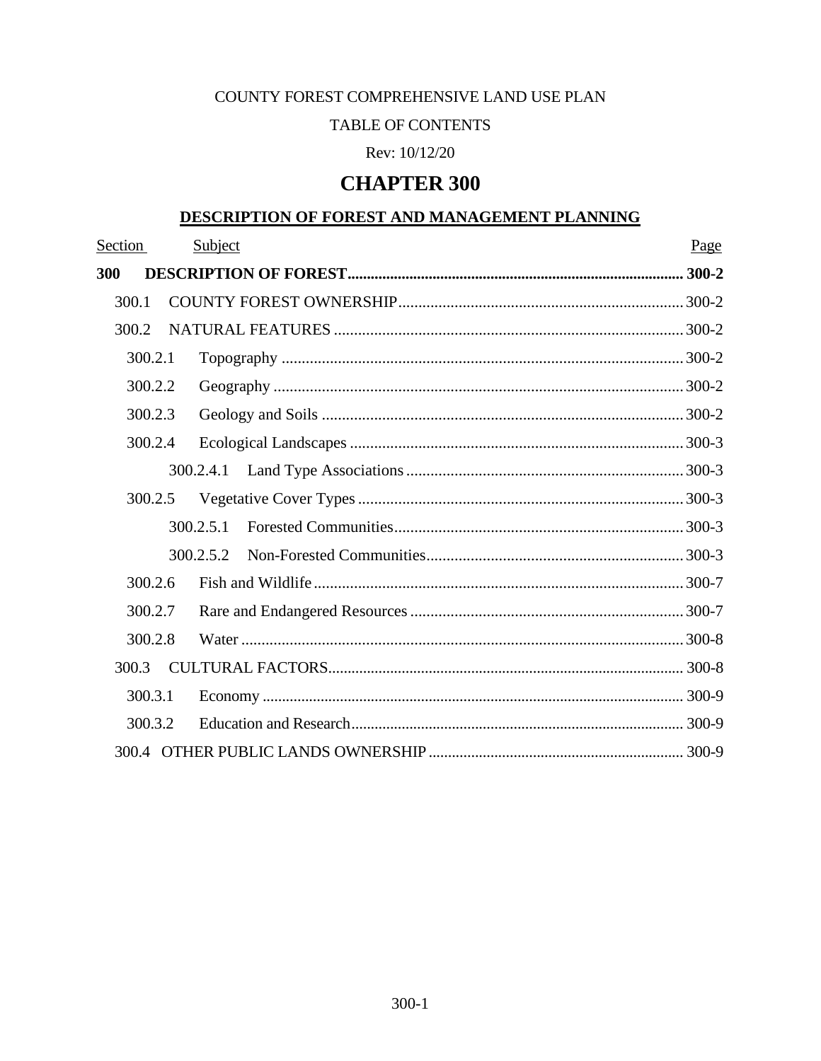COUNTY FOREST COMPREHENSIVE LAND USE PLAN

TABLE OF CONTENTS

Rev: 10/12/20

# CHAPTER 300

## DESCRIPTION OF FOREST AND MANAGEMENT PLANNING

| Section | Subject | Page |
|---|---|---|
| **300** | **DESCRIPTION OF FOREST** | **300-2** |
| 300.1 | COUNTY FOREST OWNERSHIP | 300-2 |
| 300.2 | NATURAL FEATURES | 300-2 |
| 300.2.1 | Topography | 300-2 |
| 300.2.2 | Geography | 300-2 |
| 300.2.3 | Geology and Soils | 300-2 |
| 300.2.4 | Ecological Landscapes | 300-3 |
| 300.2.4.1 | Land Type Associations | 300-3 |
| 300.2.5 | Vegetative Cover Types | 300-3 |
| 300.2.5.1 | Forested Communities | 300-3 |
| 300.2.5.2 | Non-Forested Communities | 300-3 |
| 300.2.6 | Fish and Wildlife | 300-7 |
| 300.2.7 | Rare and Endangered Resources | 300-7 |
| 300.2.8 | Water | 300-8 |
| 300.3 | CULTURAL FACTORS | 300-8 |
| 300.3.1 | Economy | 300-9 |
| 300.3.2 | Education and Research | 300-9 |
| 300.4 | OTHER PUBLIC LANDS OWNERSHIP | 300-9 |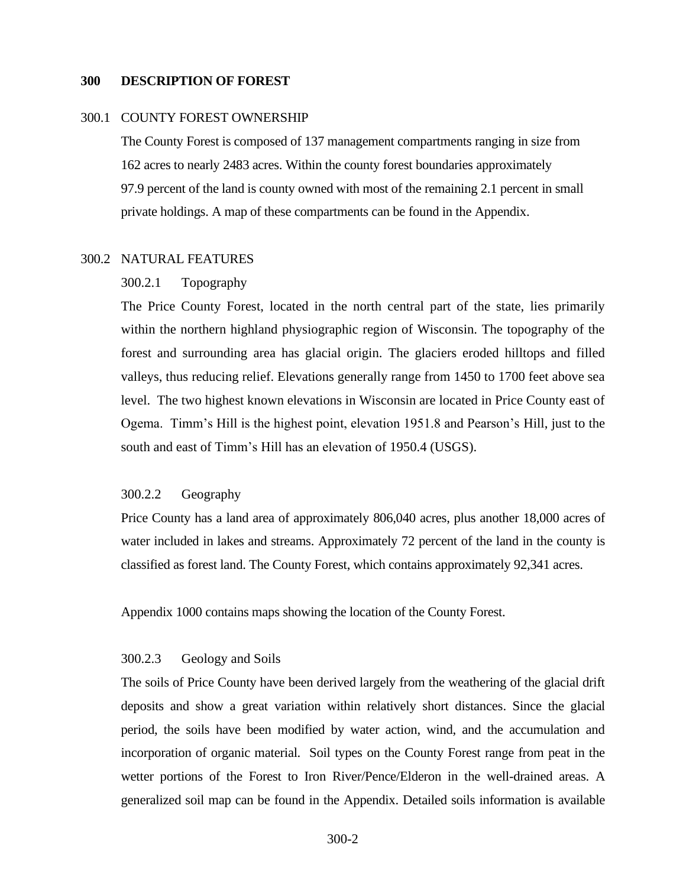# 300 DESCRIPTION OF FOREST

## 300.1 COUNTY FOREST OWNERSHIP

The County Forest is composed of 137 management compartments ranging in size from 162 acres to nearly 2483 acres. Within the county forest boundaries approximately 97.9 percent of the land is county owned with most of the remaining 2.1 percent in small private holdings. A map of these compartments can be found in the Appendix.

## 300.2 NATURAL FEATURES

### 300.2.1 Topography

The Price County Forest, located in the north central part of the state, lies primarily within the northern highland physiographic region of Wisconsin. The topography of the forest and surrounding area has glacial origin. The glaciers eroded hilltops and filled valleys, thus reducing relief. Elevations generally range from 1450 to 1700 feet above sea level. The two highest known elevations in Wisconsin are located in Price County east of Ogema. Timm's Hill is the highest point, elevation 1951.8 and Pearson's Hill, just to the south and east of Timm's Hill has an elevation of 1950.4 (USGS).

### 300.2.2 Geography

Price County has a land area of approximately 806,040 acres, plus another 18,000 acres of water included in lakes and streams. Approximately 72 percent of the land in the county is classified as forest land. The County Forest, which contains approximately 92,341 acres.

Appendix 1000 contains maps showing the location of the County Forest.

### 300.2.3 Geology and Soils

The soils of Price County have been derived largely from the weathering of the glacial drift deposits and show a great variation within relatively short distances. Since the glacial period, the soils have been modified by water action, wind, and the accumulation and incorporation of organic material. Soil types on the County Forest range from peat in the wetter portions of the Forest to Iron River/Pence/Elderon in the well-drained areas. A generalized soil map can be found in the Appendix. Detailed soils information is available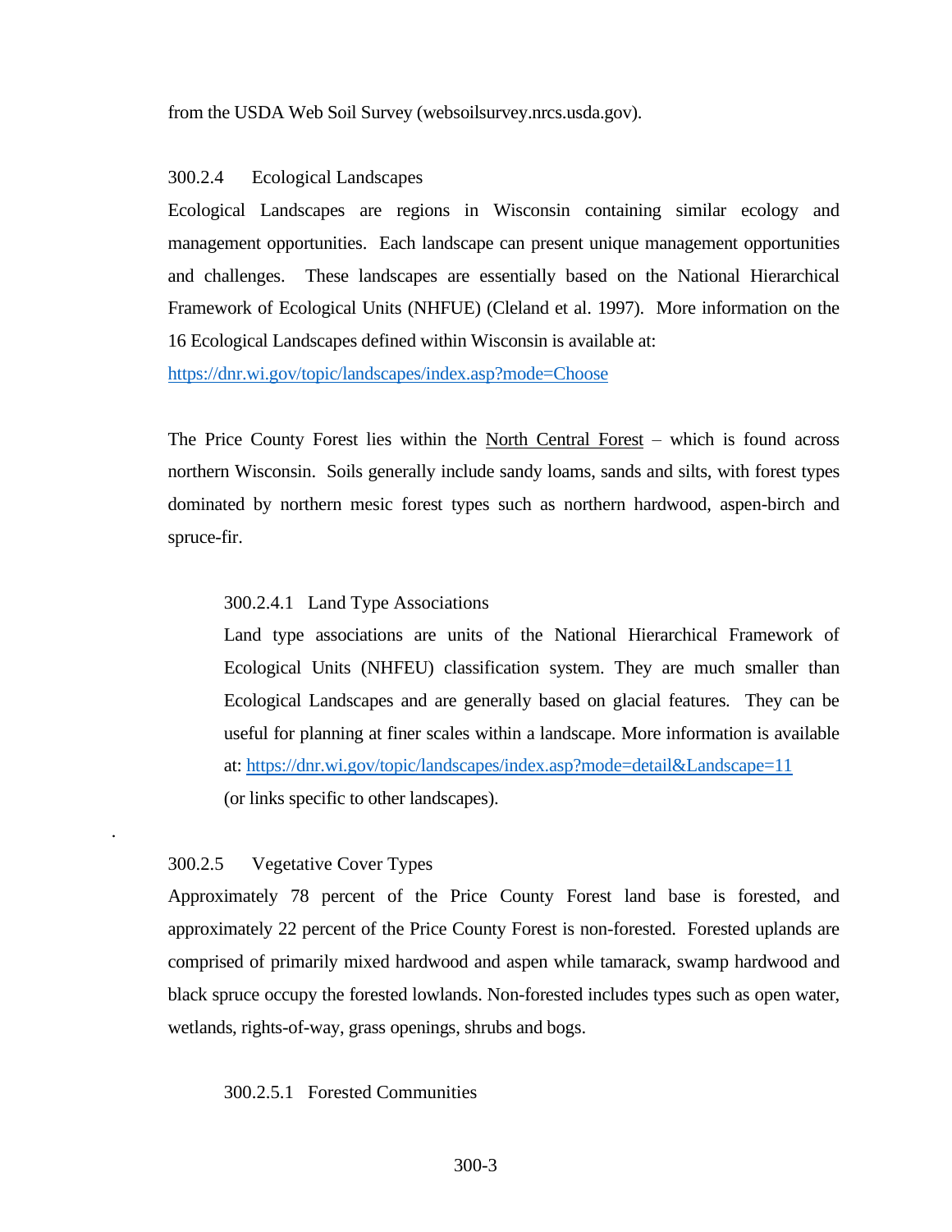from the USDA Web Soil Survey (websoilsurvey.nrcs.usda.gov).

### 300.2.4 Ecological Landscapes

Ecological Landscapes are regions in Wisconsin containing similar ecology and management opportunities. Each landscape can present unique management opportunities and challenges. These landscapes are essentially based on the National Hierarchical Framework of Ecological Units (NHFUE) (Cleland et al. 1997). More information on the 16 Ecological Landscapes defined within Wisconsin is available at:
https://dnr.wi.gov/topic/landscapes/index.asp?mode=Choose

The Price County Forest lies within the North Central Forest – which is found across northern Wisconsin. Soils generally include sandy loams, sands and silts, with forest types dominated by northern mesic forest types such as northern hardwood, aspen-birch and spruce-fir.

#### 300.2.4.1 Land Type Associations

Land type associations are units of the National Hierarchical Framework of Ecological Units (NHFEU) classification system. They are much smaller than Ecological Landscapes and are generally based on glacial features. They can be useful for planning at finer scales within a landscape. More information is available at: https://dnr.wi.gov/topic/landscapes/index.asp?mode=detail&Landscape=11 (or links specific to other landscapes).

### 300.2.5 Vegetative Cover Types

Approximately 78 percent of the Price County Forest land base is forested, and approximately 22 percent of the Price County Forest is non-forested. Forested uplands are comprised of primarily mixed hardwood and aspen while tamarack, swamp hardwood and black spruce occupy the forested lowlands. Non-forested includes types such as open water, wetlands, rights-of-way, grass openings, shrubs and bogs.

#### 300.2.5.1 Forested Communities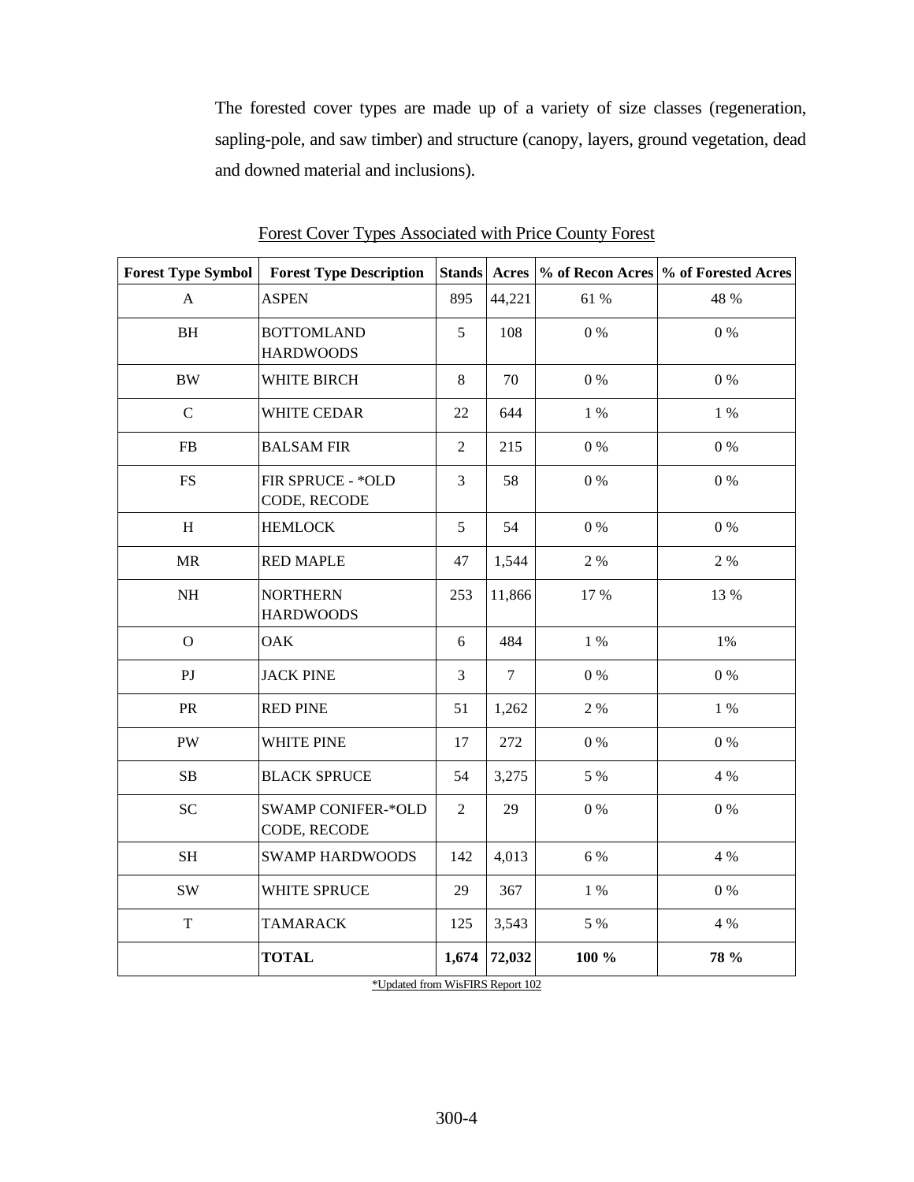The forested cover types are made up of a variety of size classes (regeneration, sapling-pole, and saw timber) and structure (canopy, layers, ground vegetation, dead and downed material and inclusions).

Forest Cover Types Associated with Price County Forest

| Forest Type Symbol | Forest Type Description | Stands | Acres | % of Recon Acres | % of Forested Acres |
|---|---|---|---|---|---|
| A | ASPEN | 895 | 44,221 | 61 % | 48 % |
| BH | BOTTOMLAND HARDWOODS | 5 | 108 | 0 % | 0 % |
| BW | WHITE BIRCH | 8 | 70 | 0 % | 0 % |
| C | WHITE CEDAR | 22 | 644 | 1 % | 1 % |
| FB | BALSAM FIR | 2 | 215 | 0 % | 0 % |
| FS | FIR SPRUCE - *OLD CODE, RECODE | 3 | 58 | 0 % | 0 % |
| H | HEMLOCK | 5 | 54 | 0 % | 0 % |
| MR | RED MAPLE | 47 | 1,544 | 2 % | 2 % |
| NH | NORTHERN HARDWOODS | 253 | 11,866 | 17 % | 13 % |
| O | OAK | 6 | 484 | 1 % | 1% |
| PJ | JACK PINE | 3 | 7 | 0 % | 0 % |
| PR | RED PINE | 51 | 1,262 | 2 % | 1 % |
| PW | WHITE PINE | 17 | 272 | 0 % | 0 % |
| SB | BLACK SPRUCE | 54 | 3,275 | 5 % | 4 % |
| SC | SWAMP CONIFER-*OLD CODE, RECODE | 2 | 29 | 0 % | 0 % |
| SH | SWAMP HARDWOODS | 142 | 4,013 | 6 % | 4 % |
| SW | WHITE SPRUCE | 29 | 367 | 1 % | 0 % |
| T | TAMARACK | 125 | 3,543 | 5 % | 4 % |
| | **TOTAL** | **1,674** | **72,032** | **100 %** | **78 %** |

*Updated from WisFIRS Report 102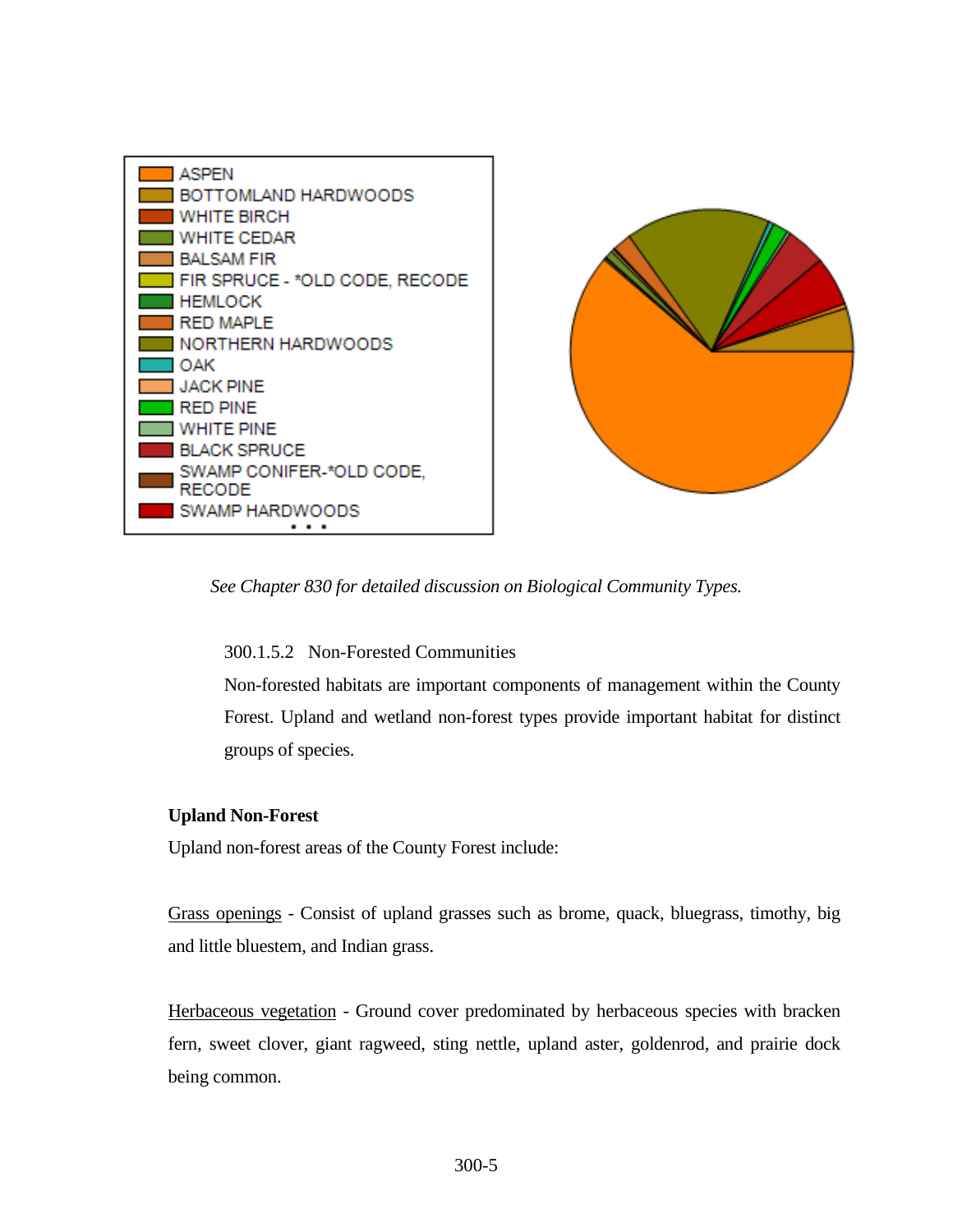*See Chapter 830 for detailed discussion on Biological Community Types.*

300.1.5.2 Non-Forested Communities

Non-forested habitats are important components of management within the County Forest. Upland and wetland non-forest types provide important habitat for distinct groups of species.

**Upland Non-Forest**

Upland non-forest areas of the County Forest include:

Grass openings - Consist of upland grasses such as brome, quack, bluegrass, timothy, big and little bluestem, and Indian grass.

Herbaceous vegetation - Ground cover predominated by herbaceous species with bracken fern, sweet clover, giant ragweed, sting nettle, upland aster, goldenrod, and prairie dock being common.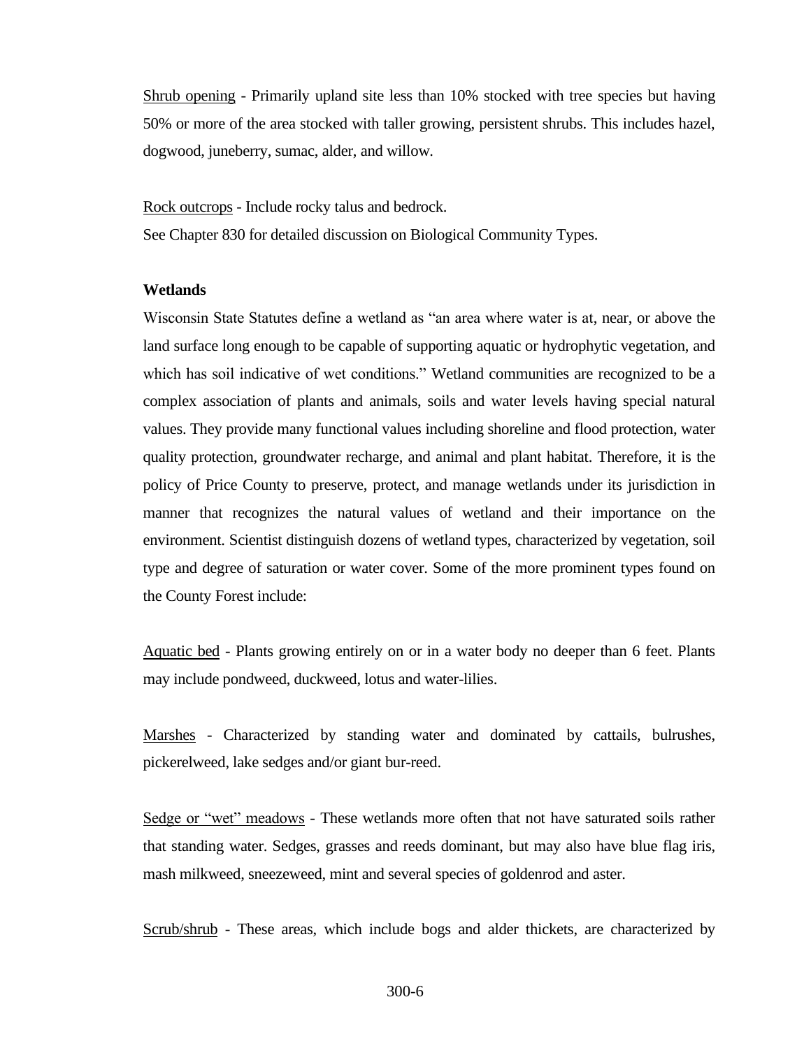Shrub opening - Primarily upland site less than 10% stocked with tree species but having 50% or more of the area stocked with taller growing, persistent shrubs. This includes hazel, dogwood, juneberry, sumac, alder, and willow.

Rock outcrops - Include rocky talus and bedrock.
See Chapter 830 for detailed discussion on Biological Community Types.

**Wetlands**

Wisconsin State Statutes define a wetland as "an area where water is at, near, or above the land surface long enough to be capable of supporting aquatic or hydrophytic vegetation, and which has soil indicative of wet conditions." Wetland communities are recognized to be a complex association of plants and animals, soils and water levels having special natural values. They provide many functional values including shoreline and flood protection, water quality protection, groundwater recharge, and animal and plant habitat. Therefore, it is the policy of Price County to preserve, protect, and manage wetlands under its jurisdiction in manner that recognizes the natural values of wetland and their importance on the environment. Scientist distinguish dozens of wetland types, characterized by vegetation, soil type and degree of saturation or water cover. Some of the more prominent types found on the County Forest include:

Aquatic bed - Plants growing entirely on or in a water body no deeper than 6 feet. Plants may include pondweed, duckweed, lotus and water-lilies.

Marshes - Characterized by standing water and dominated by cattails, bulrushes, pickerelweed, lake sedges and/or giant bur-reed.

Sedge or "wet" meadows - These wetlands more often that not have saturated soils rather that standing water. Sedges, grasses and reeds dominant, but may also have blue flag iris, mash milkweed, sneezeweed, mint and several species of goldenrod and aster.

Scrub/shrub - These areas, which include bogs and alder thickets, are characterized by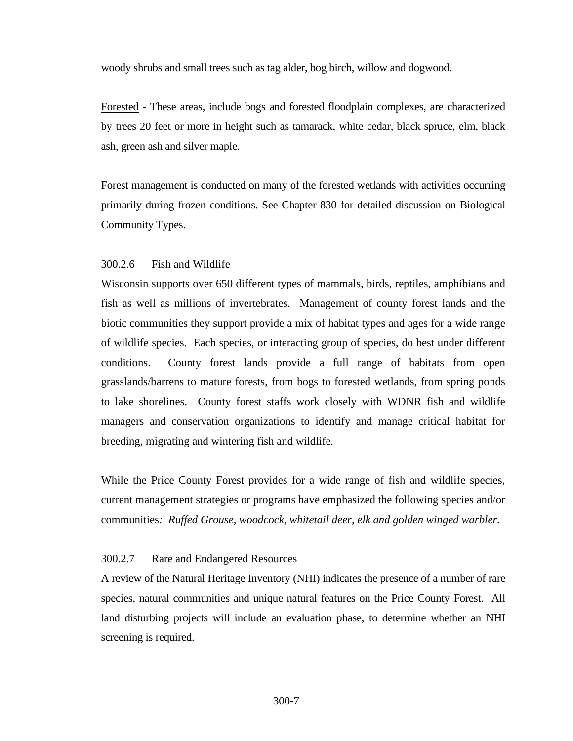woody shrubs and small trees such as tag alder, bog birch, willow and dogwood.

<u>Forested</u> - These areas, include bogs and forested floodplain complexes, are characterized by trees 20 feet or more in height such as tamarack, white cedar, black spruce, elm, black ash, green ash and silver maple.

Forest management is conducted on many of the forested wetlands with activities occurring primarily during frozen conditions. See Chapter 830 for detailed discussion on Biological Community Types.

### 300.2.6 Fish and Wildlife

Wisconsin supports over 650 different types of mammals, birds, reptiles, amphibians and fish as well as millions of invertebrates. Management of county forest lands and the biotic communities they support provide a mix of habitat types and ages for a wide range of wildlife species. Each species, or interacting group of species, do best under different conditions. County forest lands provide a full range of habitats from open grasslands/barrens to mature forests, from bogs to forested wetlands, from spring ponds to lake shorelines. County forest staffs work closely with WDNR fish and wildlife managers and conservation organizations to identify and manage critical habitat for breeding, migrating and wintering fish and wildlife.

While the Price County Forest provides for a wide range of fish and wildlife species, current management strategies or programs have emphasized the following species and/or communities*: Ruffed Grouse, woodcock, whitetail deer, elk and golden winged warbler*.

### 300.2.7 Rare and Endangered Resources

A review of the Natural Heritage Inventory (NHI) indicates the presence of a number of rare species, natural communities and unique natural features on the Price County Forest. All land disturbing projects will include an evaluation phase, to determine whether an NHI screening is required.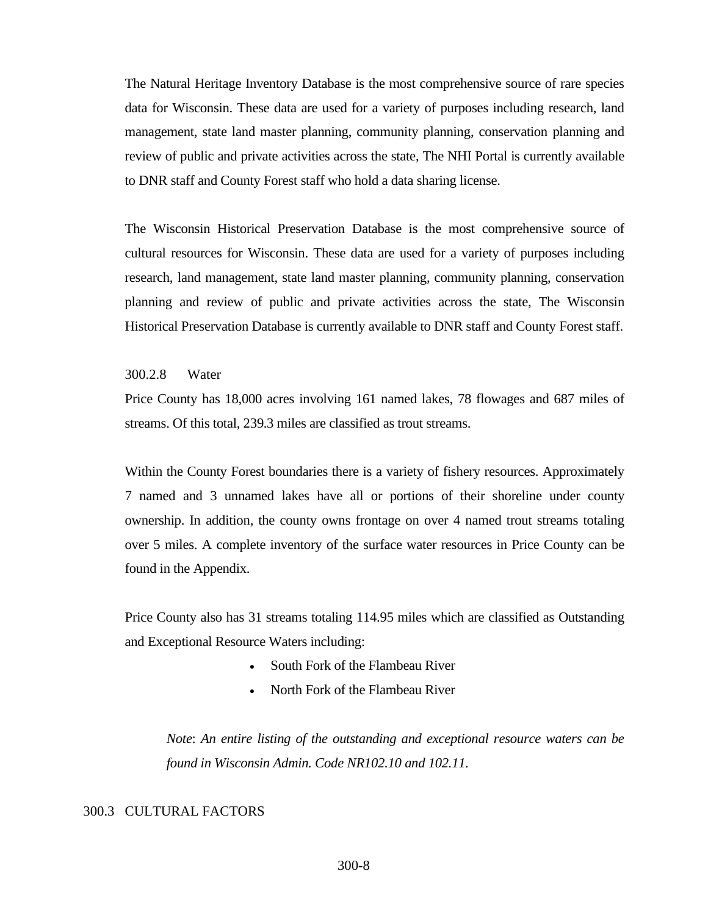The Natural Heritage Inventory Database is the most comprehensive source of rare species data for Wisconsin. These data are used for a variety of purposes including research, land management, state land master planning, community planning, conservation planning and review of public and private activities across the state, The NHI Portal is currently available to DNR staff and County Forest staff who hold a data sharing license.

The Wisconsin Historical Preservation Database is the most comprehensive source of cultural resources for Wisconsin. These data are used for a variety of purposes including research, land management, state land master planning, community planning, conservation planning and review of public and private activities across the state, The Wisconsin Historical Preservation Database is currently available to DNR staff and County Forest staff.

### 300.2.8 Water

Price County has 18,000 acres involving 161 named lakes, 78 flowages and 687 miles of streams. Of this total, 239.3 miles are classified as trout streams.

Within the County Forest boundaries there is a variety of fishery resources. Approximately 7 named and 3 unnamed lakes have all or portions of their shoreline under county ownership. In addition, the county owns frontage on over 4 named trout streams totaling over 5 miles. A complete inventory of the surface water resources in Price County can be found in the Appendix.

Price County also has 31 streams totaling 114.95 miles which are classified as Outstanding and Exceptional Resource Waters including:

- South Fork of the Flambeau River
- North Fork of the Flambeau River

*Note*: *An entire listing of the outstanding and exceptional resource waters can be found in Wisconsin Admin. Code NR102.10 and 102.11.*

## 300.3 CULTURAL FACTORS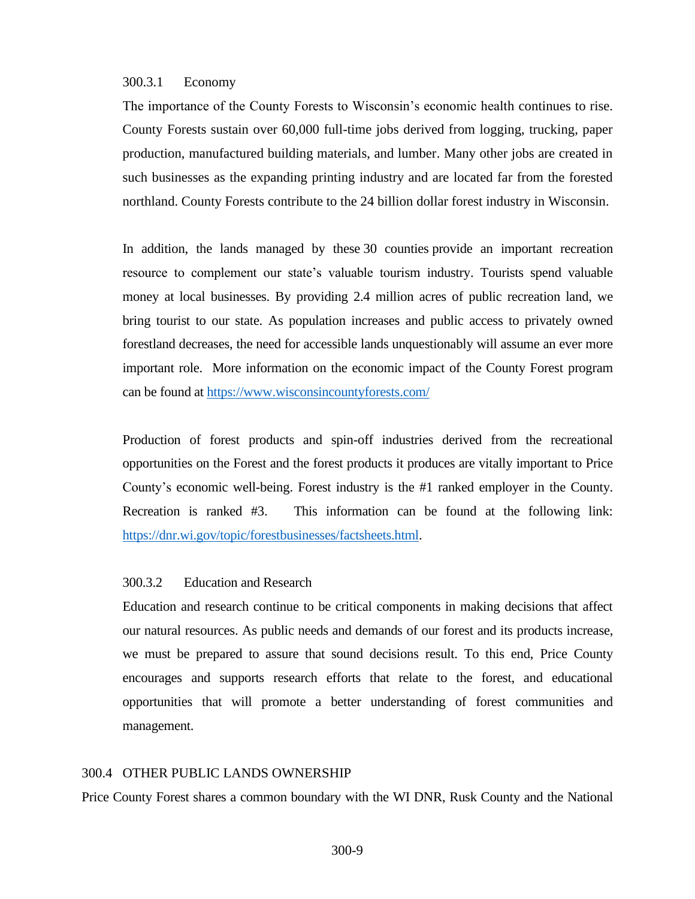### 300.3.1 Economy

The importance of the County Forests to Wisconsin's economic health continues to rise. County Forests sustain over 60,000 full-time jobs derived from logging, trucking, paper production, manufactured building materials, and lumber. Many other jobs are created in such businesses as the expanding printing industry and are located far from the forested northland. County Forests contribute to the 24 billion dollar forest industry in Wisconsin.

In addition, the lands managed by these 30 counties provide an important recreation resource to complement our state's valuable tourism industry. Tourists spend valuable money at local businesses. By providing 2.4 million acres of public recreation land, we bring tourist to our state. As population increases and public access to privately owned forestland decreases, the need for accessible lands unquestionably will assume an ever more important role. More information on the economic impact of the County Forest program can be found at [https://www.wisconsincountyforests.com/](https://www.wisconsincountyforests.com/)

Production of forest products and spin-off industries derived from the recreational opportunities on the Forest and the forest products it produces are vitally important to Price County's economic well-being. Forest industry is the #1 ranked employer in the County. Recreation is ranked #3. This information can be found at the following link: [https://dnr.wi.gov/topic/forestbusinesses/factsheets.html](https://dnr.wi.gov/topic/forestbusinesses/factsheets.html).

### 300.3.2 Education and Research

Education and research continue to be critical components in making decisions that affect our natural resources. As public needs and demands of our forest and its products increase, we must be prepared to assure that sound decisions result. To this end, Price County encourages and supports research efforts that relate to the forest, and educational opportunities that will promote a better understanding of forest communities and management.

## 300.4 OTHER PUBLIC LANDS OWNERSHIP

Price County Forest shares a common boundary with the WI DNR, Rusk County and the National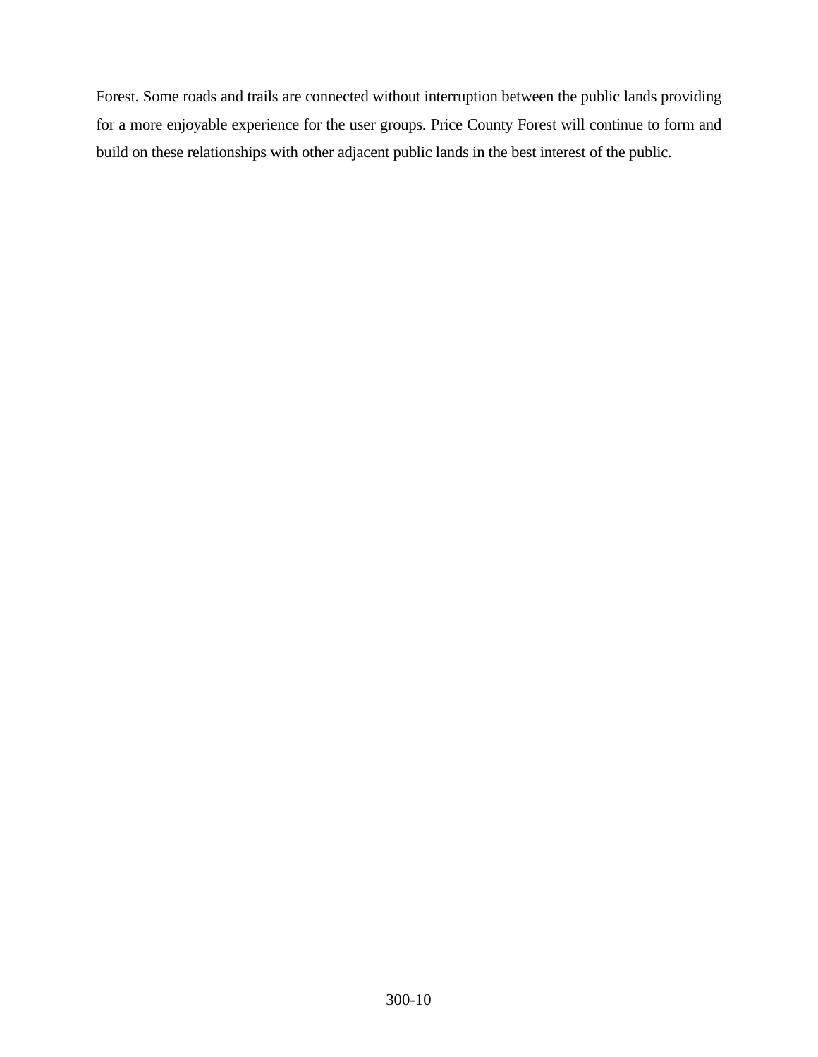Forest. Some roads and trails are connected without interruption between the public lands providing for a more enjoyable experience for the user groups. Price County Forest will continue to form and build on these relationships with other adjacent public lands in the best interest of the public.